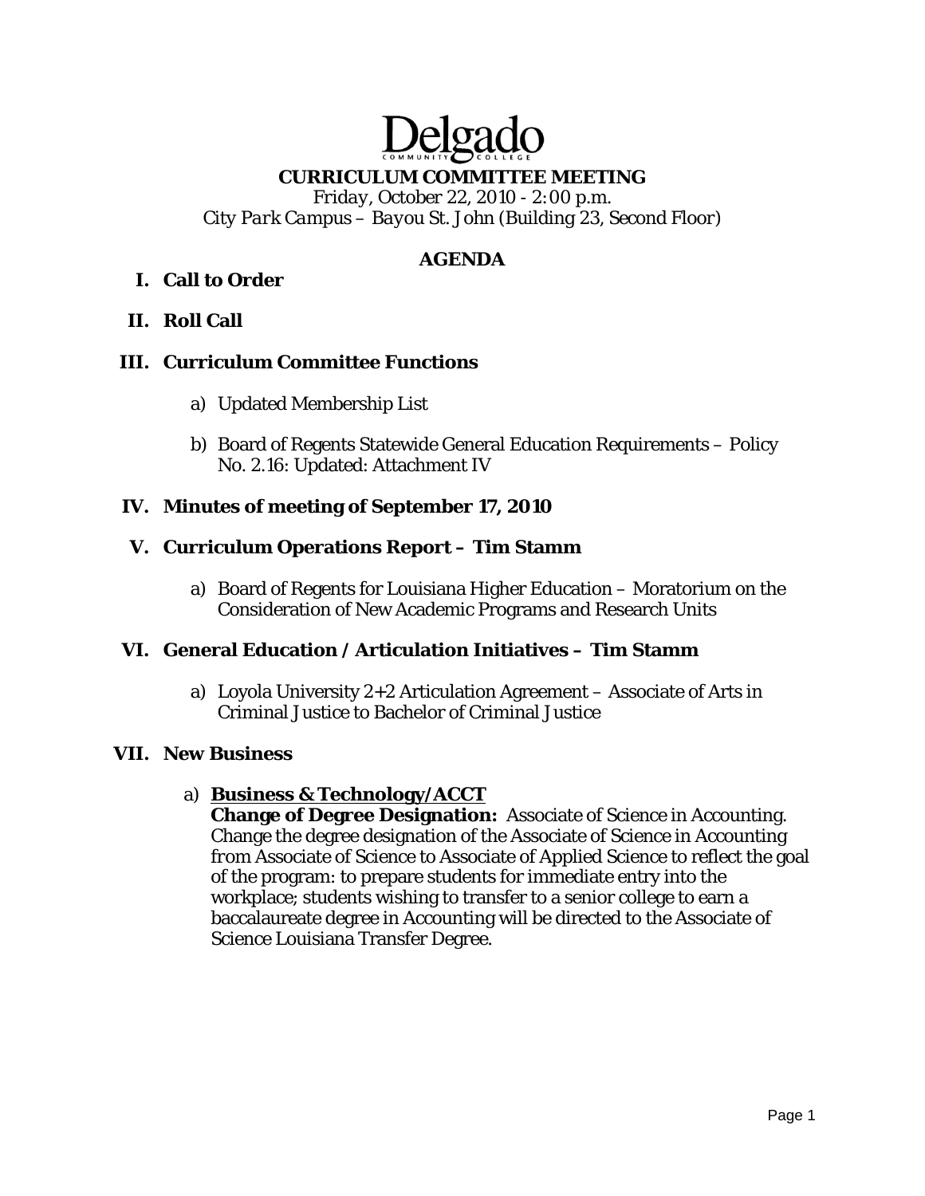# Delgado
COMMUNITY COLLEGE

## CURRICULUM COMMITTEE MEETING

*Friday, October 22, 2010 - 2:00 p.m.*
*City Park Campus – Bayou St. John (Building 23, Second Floor)*

## AGENDA

**I. Call to Order**

**II. Roll Call**

**III. Curriculum Committee Functions**

a) Updated Membership List

b) Board of Regents Statewide General Education Requirements – Policy No. 2.16: Updated: Attachment IV

**IV. Minutes of meeting of September 17, 2010**

**V. Curriculum Operations Report – Tim Stamm**

a) Board of Regents for Louisiana Higher Education – Moratorium on the Consideration of New Academic Programs and Research Units

**VI. General Education / Articulation Initiatives – Tim Stamm**

a) Loyola University 2+2 Articulation Agreement – Associate of Arts in Criminal Justice to Bachelor of Criminal Justice

**VII. New Business**

a) **Business & Technology/ACCT**
**Change of Degree Designation:** Associate of Science in Accounting. Change the degree designation of the Associate of Science in Accounting from Associate of Science to Associate of Applied Science to reflect the goal of the program: to prepare students for immediate entry into the workplace; students wishing to transfer to a senior college to earn a baccalaureate degree in Accounting will be directed to the Associate of Science Louisiana Transfer Degree.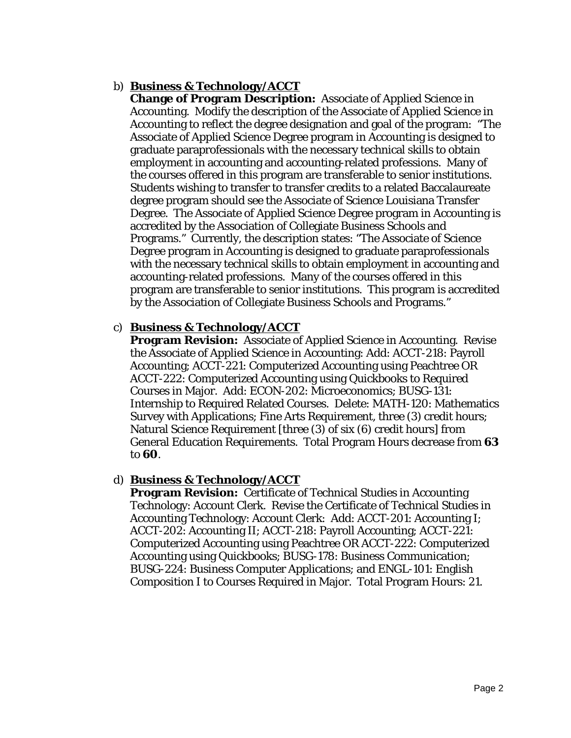b) **Business & Technology/ACCT**
**Change of Program Description:** Associate of Applied Science in Accounting. Modify the description of the Associate of Applied Science in Accounting to reflect the degree designation and goal of the program: "The Associate of Applied Science Degree program in Accounting is designed to graduate paraprofessionals with the necessary technical skills to obtain employment in accounting and accounting-related professions. Many of the courses offered in this program are transferable to senior institutions. Students wishing to transfer to transfer credits to a related Baccalaureate degree program should see the Associate of Science Louisiana Transfer Degree. The Associate of Applied Science Degree program in Accounting is accredited by the Association of Collegiate Business Schools and Programs." Currently, the description states: "The Associate of Science Degree program in Accounting is designed to graduate paraprofessionals with the necessary technical skills to obtain employment in accounting and accounting-related professions. Many of the courses offered in this program are transferable to senior institutions. This program is accredited by the Association of Collegiate Business Schools and Programs."

c) **Business & Technology/ACCT**
**Program Revision:** Associate of Applied Science in Accounting. Revise the Associate of Applied Science in Accounting: Add: ACCT-218: Payroll Accounting; ACCT-221: Computerized Accounting using Peachtree OR ACCT-222: Computerized Accounting using Quickbooks to Required Courses in Major. Add: ECON-202: Microeconomics; BUSG-131: Internship to Required Related Courses. Delete: MATH-120: Mathematics Survey with Applications; Fine Arts Requirement, three (3) credit hours; Natural Science Requirement [three (3) of six (6) credit hours] from General Education Requirements. Total Program Hours decrease from **63** to **60**.

d) **Business & Technology/ACCT**
**Program Revision:** Certificate of Technical Studies in Accounting Technology: Account Clerk. Revise the Certificate of Technical Studies in Accounting Technology: Account Clerk: Add: ACCT-201: Accounting I; ACCT-202: Accounting II; ACCT-218: Payroll Accounting; ACCT-221: Computerized Accounting using Peachtree OR ACCT-222: Computerized Accounting using Quickbooks; BUSG-178: Business Communication; BUSG-224: Business Computer Applications; and ENGL-101: English Composition I to Courses Required in Major. Total Program Hours: 21.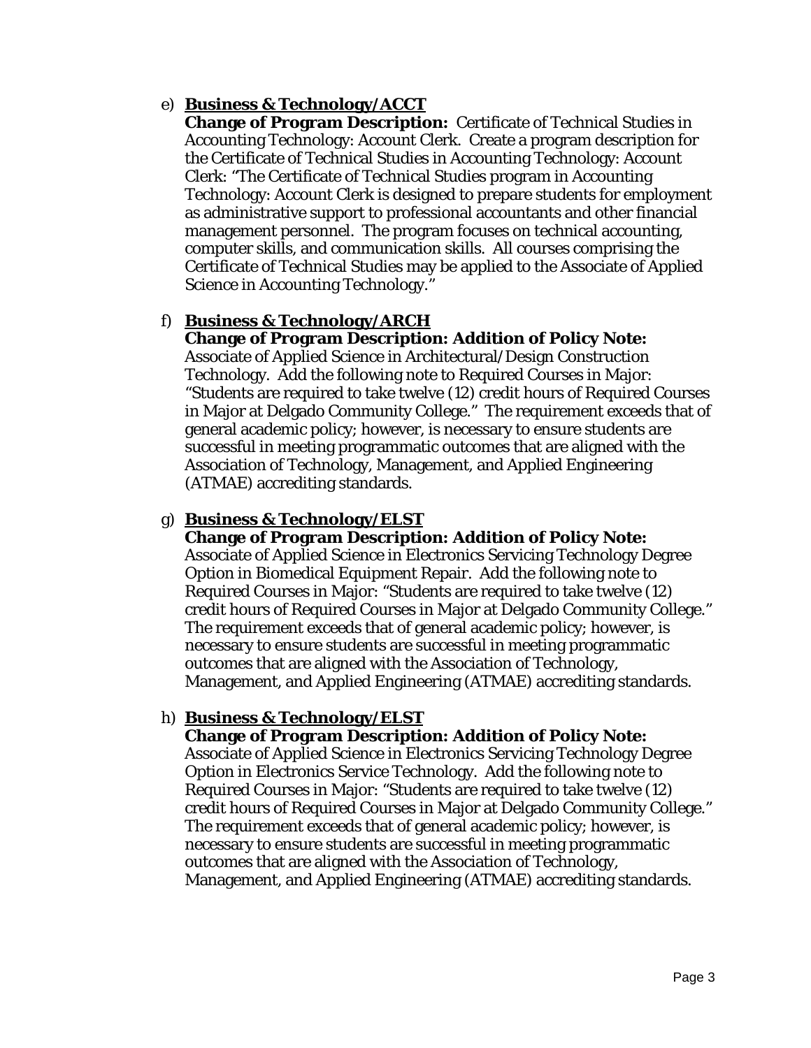e) **<u>Business & Technology/ACCT</u>**
**Change of Program Description:** Certificate of Technical Studies in Accounting Technology: Account Clerk. Create a program description for the Certificate of Technical Studies in Accounting Technology: Account Clerk: "The Certificate of Technical Studies program in Accounting Technology: Account Clerk is designed to prepare students for employment as administrative support to professional accountants and other financial management personnel. The program focuses on technical accounting, computer skills, and communication skills. All courses comprising the Certificate of Technical Studies may be applied to the Associate of Applied Science in Accounting Technology."

f) **<u>Business & Technology/ARCH</u>**
**Change of Program Description: Addition of Policy Note:** Associate of Applied Science in Architectural/Design Construction Technology. Add the following note to Required Courses in Major: "Students are required to take twelve (12) credit hours of Required Courses in Major at Delgado Community College." The requirement exceeds that of general academic policy; however, is necessary to ensure students are successful in meeting programmatic outcomes that are aligned with the Association of Technology, Management, and Applied Engineering (ATMAE) accrediting standards.

g) **<u>Business & Technology/ELST</u>**
**Change of Program Description: Addition of Policy Note:** Associate of Applied Science in Electronics Servicing Technology Degree Option in Biomedical Equipment Repair. Add the following note to Required Courses in Major: "Students are required to take twelve (12) credit hours of Required Courses in Major at Delgado Community College." The requirement exceeds that of general academic policy; however, is necessary to ensure students are successful in meeting programmatic outcomes that are aligned with the Association of Technology, Management, and Applied Engineering (ATMAE) accrediting standards.

h) **<u>Business & Technology/ELST</u>**
**Change of Program Description: Addition of Policy Note:** Associate of Applied Science in Electronics Servicing Technology Degree Option in Electronics Service Technology. Add the following note to Required Courses in Major: "Students are required to take twelve (12) credit hours of Required Courses in Major at Delgado Community College." The requirement exceeds that of general academic policy; however, is necessary to ensure students are successful in meeting programmatic outcomes that are aligned with the Association of Technology, Management, and Applied Engineering (ATMAE) accrediting standards.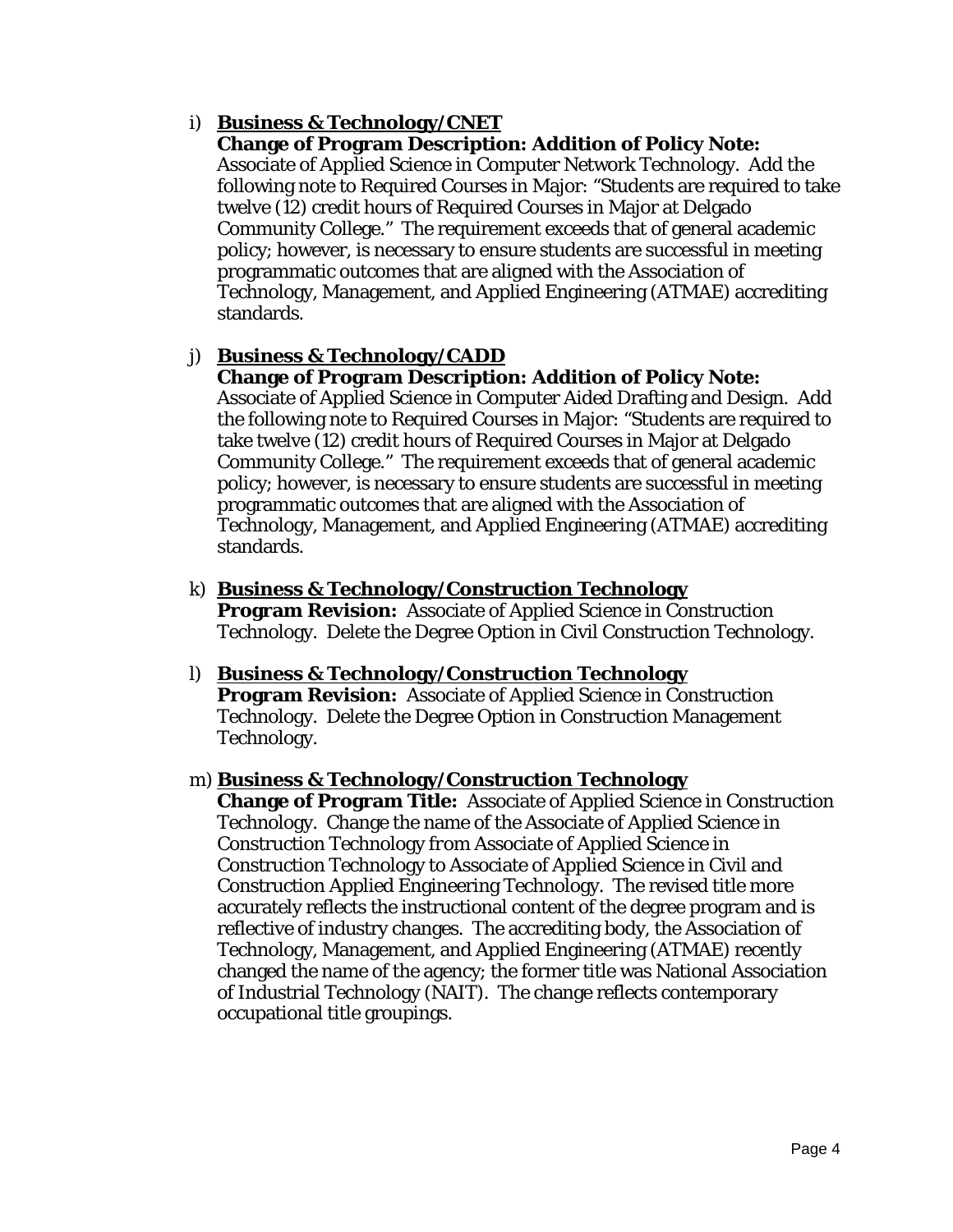i) **<u>Business & Technology/CNET</u>**
   **Change of Program Description: Addition of Policy Note:** Associate of Applied Science in Computer Network Technology. Add the following note to Required Courses in Major: "Students are required to take twelve (12) credit hours of Required Courses in Major at Delgado Community College." The requirement exceeds that of general academic policy; however, is necessary to ensure students are successful in meeting programmatic outcomes that are aligned with the Association of Technology, Management, and Applied Engineering (ATMAE) accrediting standards.

j) **<u>Business & Technology/CADD</u>**
   **Change of Program Description: Addition of Policy Note:** Associate of Applied Science in Computer Aided Drafting and Design. Add the following note to Required Courses in Major: "Students are required to take twelve (12) credit hours of Required Courses in Major at Delgado Community College." The requirement exceeds that of general academic policy; however, is necessary to ensure students are successful in meeting programmatic outcomes that are aligned with the Association of Technology, Management, and Applied Engineering (ATMAE) accrediting standards.

k) **<u>Business & Technology/Construction Technology</u>**
   **Program Revision:** Associate of Applied Science in Construction Technology. Delete the Degree Option in Civil Construction Technology.

l) **<u>Business & Technology/Construction Technology</u>**
   **Program Revision:** Associate of Applied Science in Construction Technology. Delete the Degree Option in Construction Management Technology.

m) **<u>Business & Technology/Construction Technology</u>**
   **Change of Program Title:** Associate of Applied Science in Construction Technology. Change the name of the Associate of Applied Science in Construction Technology from Associate of Applied Science in Construction Technology to Associate of Applied Science in Civil and Construction Applied Engineering Technology. The revised title more accurately reflects the instructional content of the degree program and is reflective of industry changes. The accrediting body, the Association of Technology, Management, and Applied Engineering (ATMAE) recently changed the name of the agency; the former title was National Association of Industrial Technology (NAIT). The change reflects contemporary occupational title groupings.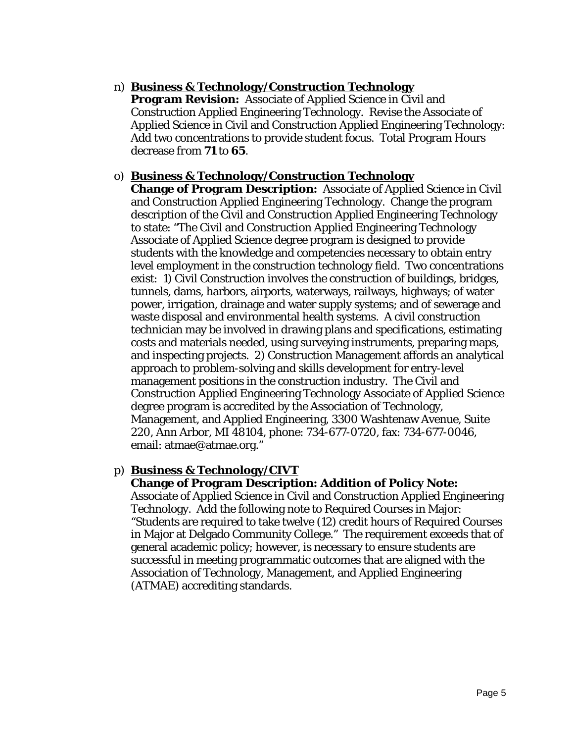n) **<u>Business & Technology/Construction Technology</u>**
**Program Revision:** Associate of Applied Science in Civil and Construction Applied Engineering Technology. Revise the Associate of Applied Science in Civil and Construction Applied Engineering Technology: Add two concentrations to provide student focus. Total Program Hours decrease *from* **71** to **65**.

o) **<u>Business & Technology/Construction Technology</u>**
**Change of Program Description:** Associate of Applied Science in Civil and Construction Applied Engineering Technology. Change the program description of the Civil and Construction Applied Engineering Technology to state: "The Civil and Construction Applied Engineering Technology Associate of Applied Science degree program is designed to provide students with the knowledge and competencies necessary to obtain entry level employment in the construction technology field. Two concentrations exist: 1) Civil Construction involves the construction of buildings, bridges, tunnels, dams, harbors, airports, waterways, railways, highways; of water power, irrigation, drainage and water supply systems; and of sewerage and waste disposal and environmental health systems. A civil construction technician may be involved in drawing plans and specifications, estimating costs and materials needed, using surveying instruments, preparing maps, and inspecting projects. 2) Construction Management affords an analytical approach to problem-solving and skills development for entry-level management positions in the construction industry. The Civil and Construction Applied Engineering Technology Associate of Applied Science degree program is accredited by the Association of Technology, Management, and Applied Engineering, 3300 Washtenaw Avenue, Suite 220, Ann Arbor, MI 48104, phone: 734-677-0720, fax: 734-677-0046, email: atmae@atmae.org."

p) **<u>Business & Technology/CIVT</u>**
**Change of Program Description: Addition of Policy Note:**
Associate of Applied Science in Civil and Construction Applied Engineering Technology. Add the following note to Required Courses in Major: "Students are required to take twelve (12) credit hours of Required Courses in Major at Delgado Community College." The requirement exceeds that of general academic policy; however, is necessary to ensure students are successful in meeting programmatic outcomes that are aligned with the Association of Technology, Management, and Applied Engineering (ATMAE) accrediting standards.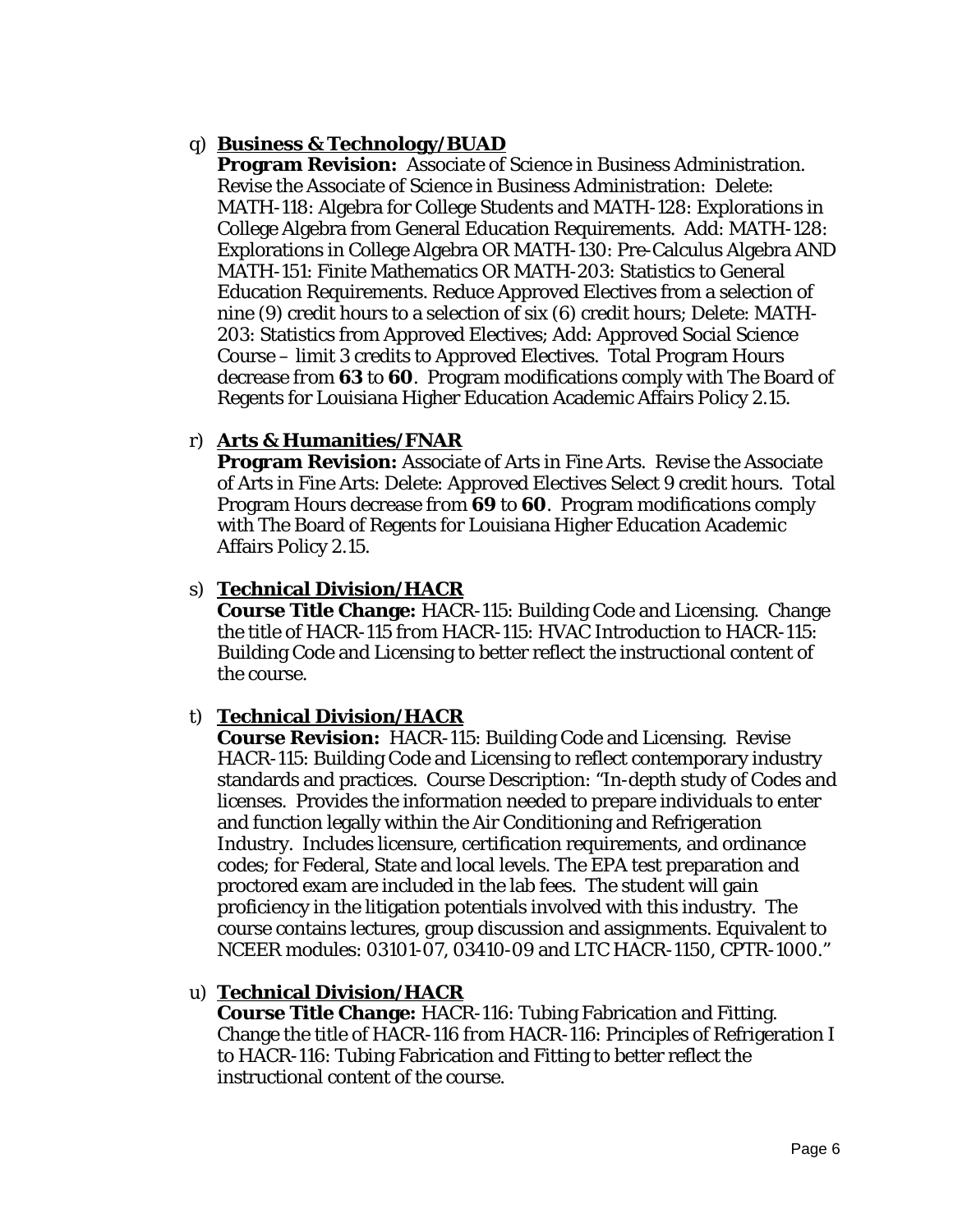q) **<u>Business & Technology/BUAD</u>**
**Program Revision:** Associate of Science in Business Administration. Revise the Associate of Science in Business Administration: Delete: MATH-118: Algebra for College Students and MATH-128: Explorations in College Algebra from General Education Requirements. Add: MATH-128: Explorations in College Algebra OR MATH-130: Pre-Calculus Algebra AND MATH-151: Finite Mathematics OR MATH-203: Statistics to General Education Requirements. Reduce Approved Electives from a selection of nine (9) credit hours to a selection of six (6) credit hours; Delete: MATH-203: Statistics from Approved Electives; Add: Approved Social Science Course – limit 3 credits to Approved Electives. Total Program Hours decrease *from* **63** to **60**. Program modifications comply with The Board of Regents for Louisiana Higher Education Academic Affairs Policy 2.15.

r) **<u>Arts & Humanities/FNAR</u>**
**Program Revision:** Associate of Arts in Fine Arts. Revise the Associate of Arts in Fine Arts: Delete: Approved Electives Select 9 credit hours. Total Program Hours decrease *from* **69** to **60**. Program modifications comply with The Board of Regents for Louisiana Higher Education Academic Affairs Policy 2.15.

s) **<u>Technical Division/HACR</u>**
**Course Title Change:** HACR-115: Building Code and Licensing. Change the title of HACR-115 *from* HACR-115: HVAC Introduction to HACR-115: Building Code and Licensing to better reflect the instructional content of the course.

t) **<u>Technical Division/HACR</u>**
**Course Revision:** HACR-115: Building Code and Licensing. Revise HACR-115: Building Code and Licensing to reflect contemporary industry standards and practices. Course Description: "In-depth study of Codes and licenses. Provides the information needed to prepare individuals to enter and function legally within the Air Conditioning and Refrigeration Industry. Includes licensure, certification requirements, and ordinance codes; for Federal, State and local levels. The EPA test preparation and proctored exam are included in the lab fees. The student will gain proficiency in the litigation potentials involved with this industry. The course contains lectures, group discussion and assignments. Equivalent to NCEER modules: 03101-07, 03410-09 and LTC HACR-1150, CPTR-1000."

u) **<u>Technical Division/HACR</u>**
**Course Title Change:** HACR-116: Tubing Fabrication and Fitting. Change the title of HACR-116 *from* HACR-116: Principles of Refrigeration I to HACR-116: Tubing Fabrication and Fitting to better reflect the instructional content of the course.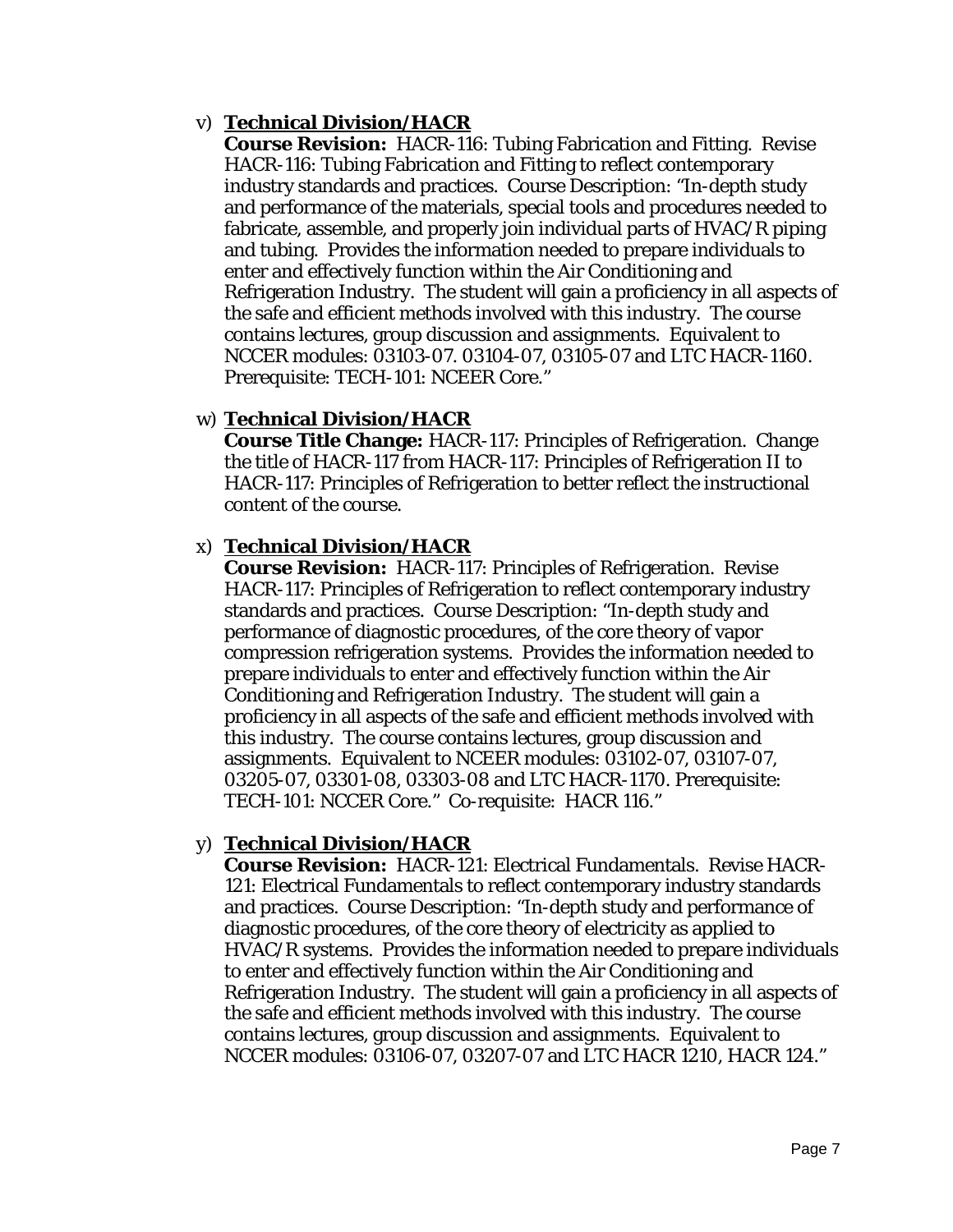v) **<u>Technical Division/HACR</u>**
**Course Revision:** HACR-116: Tubing Fabrication and Fitting. Revise HACR-116: Tubing Fabrication and Fitting to reflect contemporary industry standards and practices. Course Description: "In-depth study and performance of the materials, special tools and procedures needed to fabricate, assemble, and properly join individual parts of HVAC/R piping and tubing. Provides the information needed to prepare individuals to enter and effectively function within the Air Conditioning and Refrigeration Industry. The student will gain a proficiency in all aspects of the safe and efficient methods involved with this industry. The course contains lectures, group discussion and assignments. Equivalent to NCCER modules: 03103-07. 03104-07, 03105-07 and LTC HACR-1160. Prerequisite: TECH-101: NCEER Core."

w) **<u>Technical Division/HACR</u>**
**Course Title Change:** HACR-117: Principles of Refrigeration. Change the title of HACR-117 from HACR-117: Principles of Refrigeration II to HACR-117: Principles of Refrigeration to better reflect the instructional content of the course.

x) **<u>Technical Division/HACR</u>**
**Course Revision:** HACR-117: Principles of Refrigeration. Revise HACR-117: Principles of Refrigeration to reflect contemporary industry standards and practices. Course Description: "In-depth study and performance of diagnostic procedures, of the core theory of vapor compression refrigeration systems. Provides the information needed to prepare individuals to enter and effectively function within the Air Conditioning and Refrigeration Industry. The student will gain a proficiency in all aspects of the safe and efficient methods involved with this industry. The course contains lectures, group discussion and assignments. Equivalent to NCEER modules: 03102-07, 03107-07, 03205-07, 03301-08, 03303-08 and LTC HACR-1170. Prerequisite: TECH-101: NCCER Core." Co-requisite: HACR 116."

y) **<u>Technical Division/HACR</u>**
**Course Revision:** HACR-121: Electrical Fundamentals. Revise HACR-121: Electrical Fundamentals to reflect contemporary industry standards and practices. Course Description: "In-depth study and performance of diagnostic procedures, of the core theory of electricity as applied to HVAC/R systems. Provides the information needed to prepare individuals to enter and effectively function within the Air Conditioning and Refrigeration Industry. The student will gain a proficiency in all aspects of the safe and efficient methods involved with this industry. The course contains lectures, group discussion and assignments. Equivalent to NCCER modules: 03106-07, 03207-07 and LTC HACR 1210, HACR 124."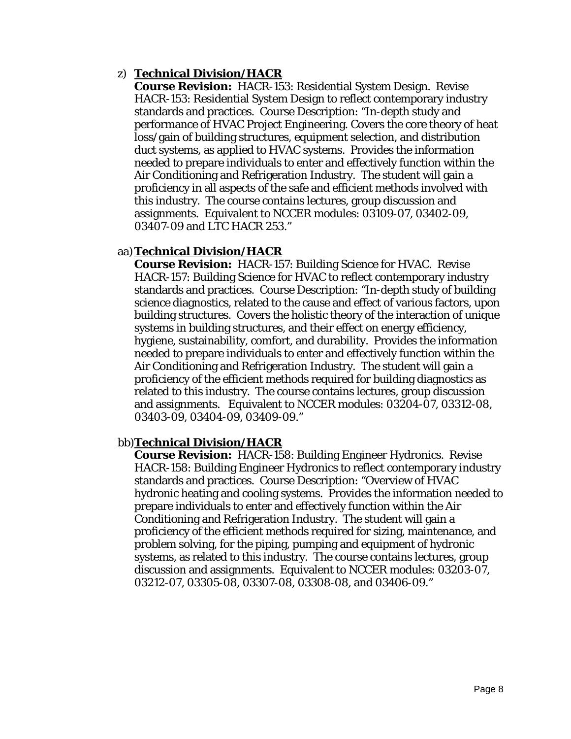z) **Technical Division/HACR**

**Course Revision:** HACR-153: Residential System Design. Revise HACR-153: Residential System Design to reflect contemporary industry standards and practices. Course Description: "In-depth study and performance of HVAC Project Engineering. Covers the core theory of heat loss/gain of building structures, equipment selection, and distribution duct systems, as applied to HVAC systems. Provides the information needed to prepare individuals to enter and effectively function within the Air Conditioning and Refrigeration Industry. The student will gain a proficiency in all aspects of the safe and efficient methods involved with this industry. The course contains lectures, group discussion and assignments. Equivalent to NCCER modules: 03109-07, 03402-09, 03407-09 and LTC HACR 253."

aa) **Technical Division/HACR**

**Course Revision:** HACR-157: Building Science for HVAC. Revise HACR-157: Building Science for HVAC to reflect contemporary industry standards and practices. Course Description: "In-depth study of building science diagnostics, related to the cause and effect of various factors, upon building structures. Covers the holistic theory of the interaction of unique systems in building structures, and their effect on energy efficiency, hygiene, sustainability, comfort, and durability. Provides the information needed to prepare individuals to enter and effectively function within the Air Conditioning and Refrigeration Industry. The student will gain a proficiency of the efficient methods required for building diagnostics as related to this industry. The course contains lectures, group discussion and assignments. Equivalent to NCCER modules: 03204-07, 03312-08, 03403-09, 03404-09, 03409-09."

bb) **Technical Division/HACR**

**Course Revision:** HACR-158: Building Engineer Hydronics. Revise HACR-158: Building Engineer Hydronics to reflect contemporary industry standards and practices. Course Description: "Overview of HVAC hydronic heating and cooling systems. Provides the information needed to prepare individuals to enter and effectively function within the Air Conditioning and Refrigeration Industry. The student will gain a proficiency of the efficient methods required for sizing, maintenance, and problem solving, for the piping, pumping and equipment of hydronic systems, as related to this industry. The course contains lectures, group discussion and assignments. Equivalent to NCCER modules: 03203-07, 03212-07, 03305-08, 03307-08, 03308-08, and 03406-09."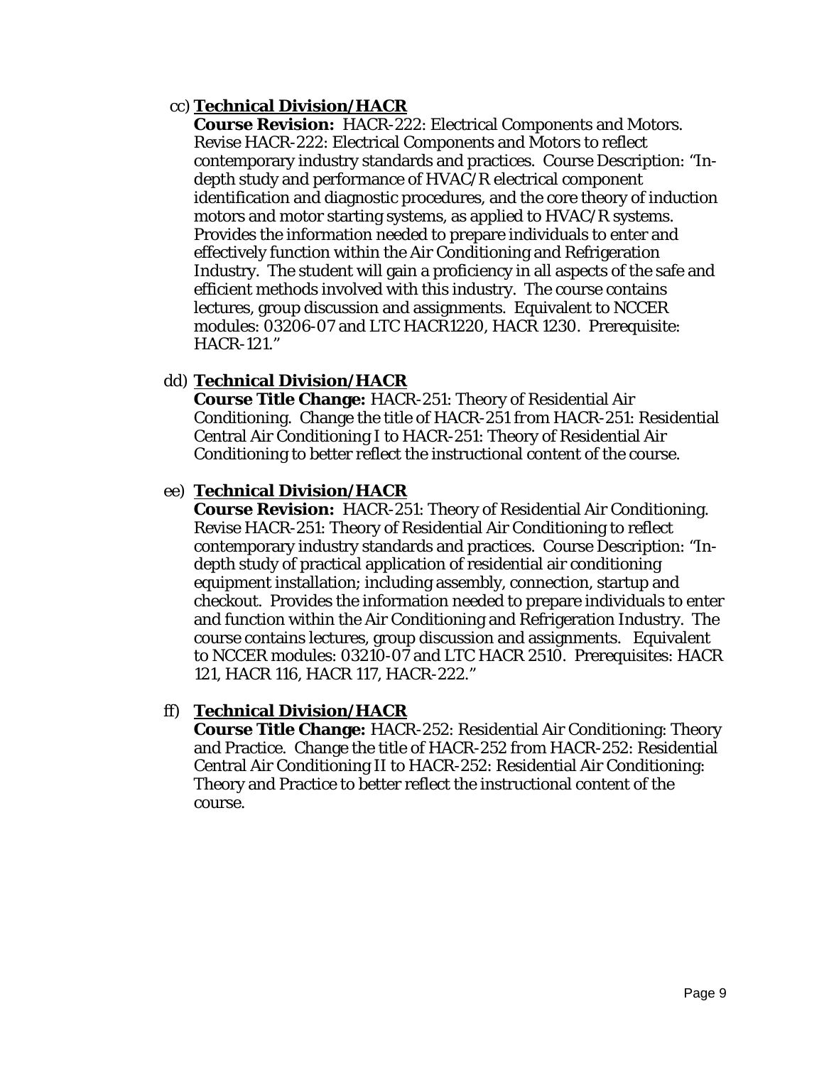cc) **Technical Division/HACR**

**Course Revision:** HACR-222: Electrical Components and Motors. Revise HACR-222: Electrical Components and Motors to reflect contemporary industry standards and practices. Course Description: "In-depth study and performance of HVAC/R electrical component identification and diagnostic procedures, and the core theory of induction motors and motor starting systems, as applied to HVAC/R systems. Provides the information needed to prepare individuals to enter and effectively function within the Air Conditioning and Refrigeration Industry. The student will gain a proficiency in all aspects of the safe and efficient methods involved with this industry. The course contains lectures, group discussion and assignments. Equivalent to NCCER modules: 03206-07 and LTC HACR1220, HACR 1230. Prerequisite: HACR-121."

dd) **Technical Division/HACR**

**Course Title Change:** HACR-251: Theory of Residential Air Conditioning. Change the title of HACR-251 from HACR-251: Residential Central Air Conditioning I to HACR-251: Theory of Residential Air Conditioning to better reflect the instructional content of the course.

ee) **Technical Division/HACR**

**Course Revision:** HACR-251: Theory of Residential Air Conditioning. Revise HACR-251: Theory of Residential Air Conditioning to reflect contemporary industry standards and practices. Course Description: "In-depth study of practical application of residential air conditioning equipment installation; including assembly, connection, startup and checkout. Provides the information needed to prepare individuals to enter and function within the Air Conditioning and Refrigeration Industry. The course contains lectures, group discussion and assignments. Equivalent to NCCER modules: 03210-07 and LTC HACR 2510. Prerequisites: HACR 121, HACR 116, HACR 117, HACR-222."

ff) **Technical Division/HACR**

**Course Title Change:** HACR-252: Residential Air Conditioning: Theory and Practice. Change the title of HACR-252 from HACR-252: Residential Central Air Conditioning II to HACR-252: Residential Air Conditioning: Theory and Practice to better reflect the instructional content of the course.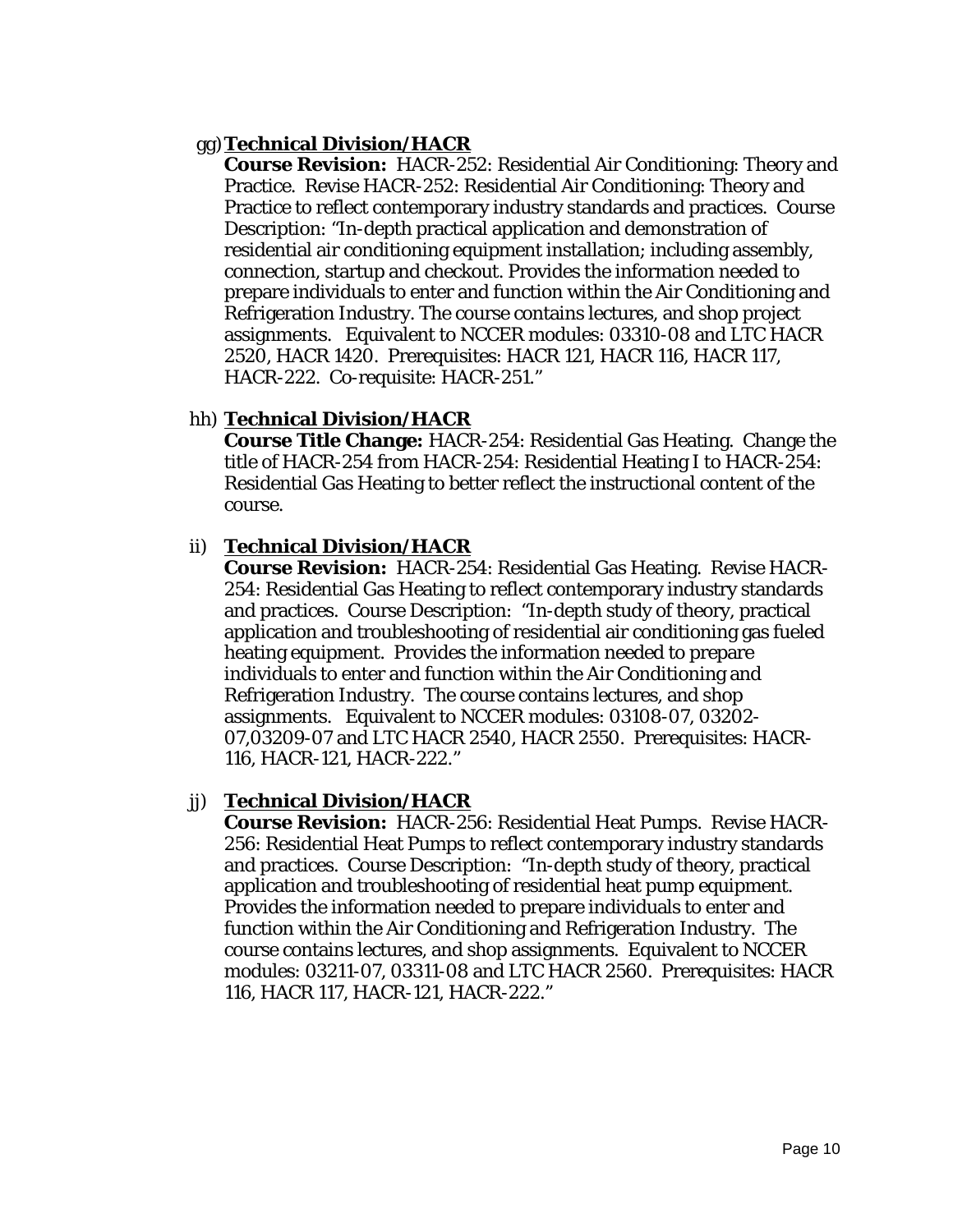gg) **Technical Division/HACR**

**Course Revision:** HACR-252: Residential Air Conditioning: Theory and Practice. Revise HACR-252: Residential Air Conditioning: Theory and Practice to reflect contemporary industry standards and practices. Course Description: "In-depth practical application and demonstration of residential air conditioning equipment installation; including assembly, connection, startup and checkout. Provides the information needed to prepare individuals to enter and function within the Air Conditioning and Refrigeration Industry. The course contains lectures, and shop project assignments. Equivalent to NCCER modules: 03310-08 and LTC HACR 2520, HACR 1420. Prerequisites: HACR 121, HACR 116, HACR 117, HACR-222. Co-requisite: HACR-251."

hh) **Technical Division/HACR**

**Course Title Change:** HACR-254: Residential Gas Heating. Change the title of HACR-254 from HACR-254: Residential Heating I to HACR-254: Residential Gas Heating to better reflect the instructional content of the course.

ii) **Technical Division/HACR**

**Course Revision:** HACR-254: Residential Gas Heating. Revise HACR-254: Residential Gas Heating to reflect contemporary industry standards and practices. Course Description: "In-depth study of theory, practical application and troubleshooting of residential air conditioning gas fueled heating equipment. Provides the information needed to prepare individuals to enter and function within the Air Conditioning and Refrigeration Industry. The course contains lectures, and shop assignments. Equivalent to NCCER modules: 03108-07, 03202-07,03209-07 and LTC HACR 2540, HACR 2550. Prerequisites: HACR-116, HACR-121, HACR-222."

jj) **Technical Division/HACR**

**Course Revision:** HACR-256: Residential Heat Pumps. Revise HACR-256: Residential Heat Pumps to reflect contemporary industry standards and practices. Course Description: "In-depth study of theory, practical application and troubleshooting of residential heat pump equipment. Provides the information needed to prepare individuals to enter and function within the Air Conditioning and Refrigeration Industry. The course contains lectures, and shop assignments. Equivalent to NCCER modules: 03211-07, 03311-08 and LTC HACR 2560. Prerequisites: HACR 116, HACR 117, HACR-121, HACR-222."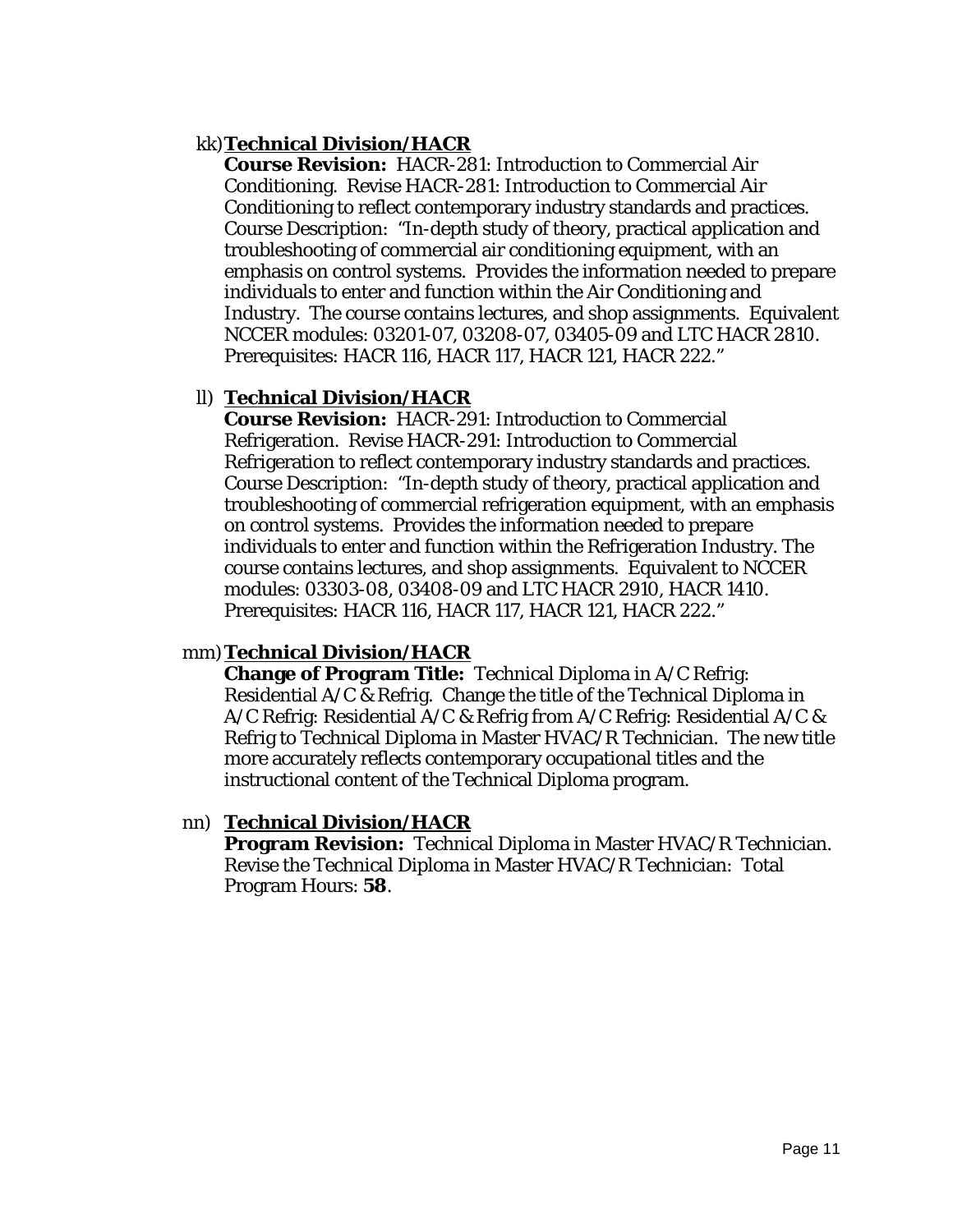kk) **<u>Technical Division/HACR</u>**

**Course Revision:** HACR-281: Introduction to Commercial Air Conditioning. Revise HACR-281: Introduction to Commercial Air Conditioning to reflect contemporary industry standards and practices. Course Description: "In-depth study of theory, practical application and troubleshooting of commercial air conditioning equipment, with an emphasis on control systems. Provides the information needed to prepare individuals to enter and function within the Air Conditioning and Industry. The course contains lectures, and shop assignments. Equivalent NCCER modules: 03201-07, 03208-07, 03405-09 and LTC HACR 2810. Prerequisites: HACR 116, HACR 117, HACR 121, HACR 222."

ll) **<u>Technical Division/HACR</u>**

**Course Revision:** HACR-291: Introduction to Commercial Refrigeration. Revise HACR-291: Introduction to Commercial Refrigeration to reflect contemporary industry standards and practices. Course Description: "In-depth study of theory, practical application and troubleshooting of commercial refrigeration equipment, with an emphasis on control systems. Provides the information needed to prepare individuals to enter and function within the Refrigeration Industry. The course contains lectures, and shop assignments. Equivalent to NCCER modules: 03303-08, 03408-09 and LTC HACR 2910, HACR 1410. Prerequisites: HACR 116, HACR 117, HACR 121, HACR 222."

mm) **<u>Technical Division/HACR</u>**

**Change of Program Title:** Technical Diploma in A/C Refrig: Residential A/C & Refrig. Change the title of the Technical Diploma in A/C Refrig: Residential A/C & Refrig from A/C Refrig: Residential A/C & Refrig to Technical Diploma in Master HVAC/R Technician. The new title more accurately reflects contemporary occupational titles and the instructional content of the Technical Diploma program.

nn) **<u>Technical Division/HACR</u>**

**Program Revision:** Technical Diploma in Master HVAC/R Technician. Revise the Technical Diploma in Master HVAC/R Technician: Total Program Hours: **58**.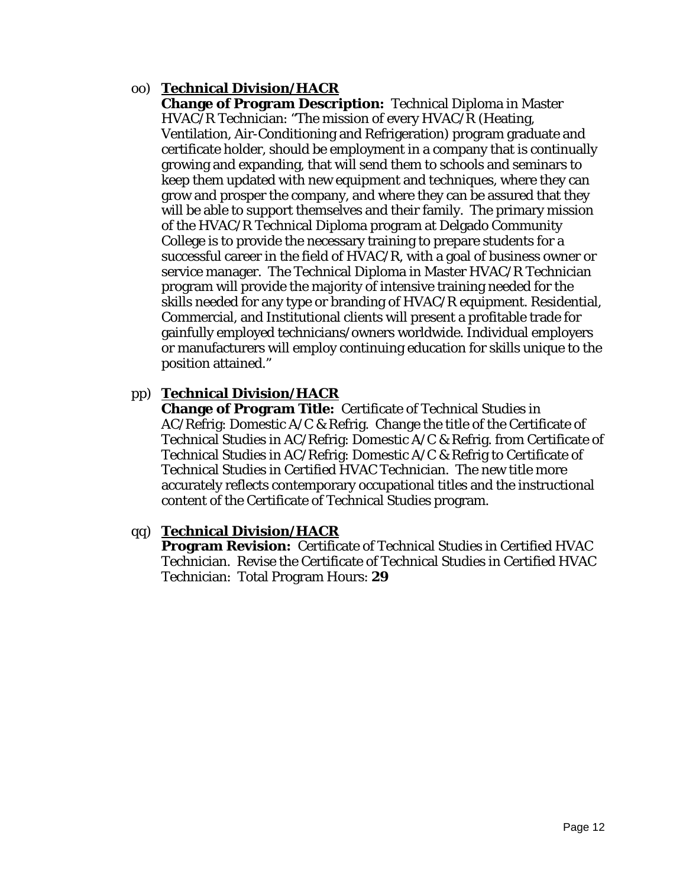oo) **Technical Division/HACR**
**Change of Program Description:** Technical Diploma in Master HVAC/R Technician: "The mission of every HVAC/R (Heating, Ventilation, Air-Conditioning and Refrigeration) program graduate and certificate holder, should be employment in a company that is continually growing and expanding, that will send them to schools and seminars to keep them updated with new equipment and techniques, where they can grow and prosper the company, and where they can be assured that they will be able to support themselves and their family. The primary mission of the HVAC/R Technical Diploma program at Delgado Community College is to provide the necessary training to prepare students for a successful career in the field of HVAC/R, with a goal of business owner or service manager. The Technical Diploma in Master HVAC/R Technician program will provide the majority of intensive training needed for the skills needed for any type or branding of HVAC/R equipment. Residential, Commercial, and Institutional clients will present a profitable trade for gainfully employed technicians/owners worldwide. Individual employers or manufacturers will employ continuing education for skills unique to the position attained."

pp) **Technical Division/HACR**
**Change of Program Title:** Certificate of Technical Studies in AC/Refrig: Domestic A/C & Refrig. Change the title of the Certificate of Technical Studies in AC/Refrig: Domestic A/C & Refrig. from Certificate of Technical Studies in AC/Refrig: Domestic A/C & Refrig to Certificate of Technical Studies in Certified HVAC Technician. The new title more accurately reflects contemporary occupational titles and the instructional content of the Certificate of Technical Studies program.

qq) **Technical Division/HACR**
**Program Revision:** Certificate of Technical Studies in Certified HVAC Technician. Revise the Certificate of Technical Studies in Certified HVAC Technician: Total Program Hours: **29**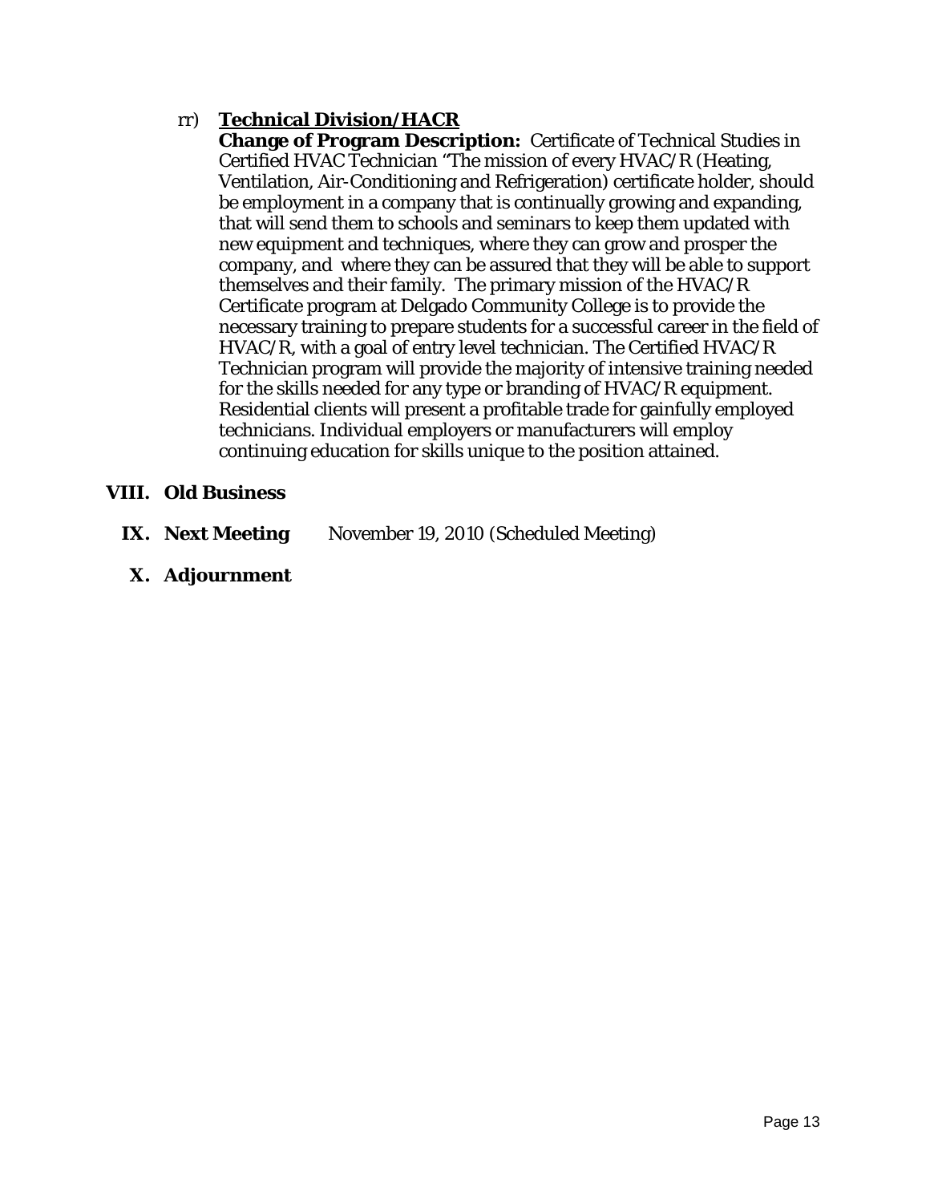rr) **Technical Division/HACR**

**Change of Program Description:** Certificate of Technical Studies in Certified HVAC Technician "The mission of every HVAC/R (Heating, Ventilation, Air-Conditioning and Refrigeration) certificate holder, should be employment in a company that is continually growing and expanding, that will send them to schools and seminars to keep them updated with new equipment and techniques, where they can grow and prosper the company, and where they can be assured that they will be able to support themselves and their family. The primary mission of the HVAC/R Certificate program at Delgado Community College is to provide the necessary training to prepare students for a successful career in the field of HVAC/R, with a goal of entry level technician. The Certified HVAC/R Technician program will provide the majority of intensive training needed for the skills needed for any type or branding of HVAC/R equipment. Residential clients will present a profitable trade for gainfully employed technicians. Individual employers or manufacturers will employ continuing education for skills unique to the position attained.

## VIII. Old Business

## IX. Next Meeting

November 19, 2010 (Scheduled Meeting)

## X. Adjournment